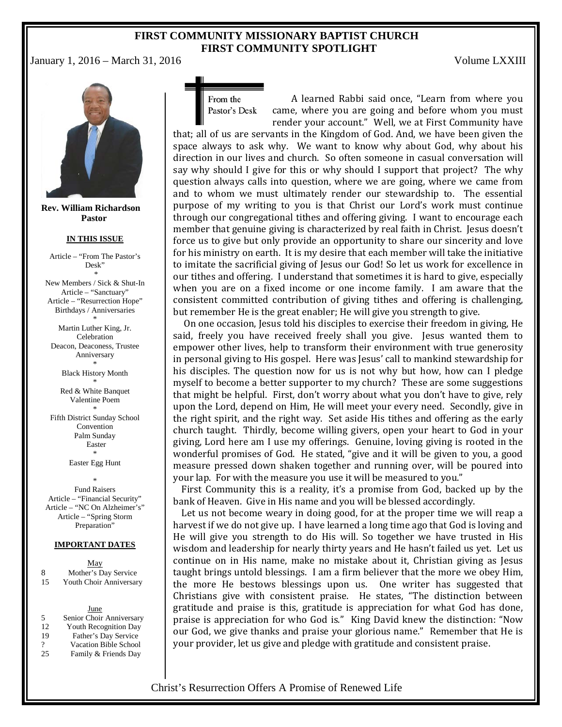# FIRST COMMUNITY MISSIONARY BAPTIST CHURCH
## FIRST COMMUNITY SPOTLIGHT

January 1, 2016 – March 31, 2016 — Volume LXXIII

**Rev. William Richardson**
**Pastor**

**IN THIS ISSUE**

Article – "From The Pastor's Desk"

\*

New Members / Sick & Shut-In
Article – "Sanctuary"
Article – "Resurrection Hope"
Birthdays / Anniversaries

\*

Martin Luther King, Jr. Celebration
Deacon, Deaconess, Trustee Anniversary

\*

Black History Month

\*

Red & White Banquet
Valentine Poem

\*

Fifth District Sunday School Convention
Palm Sunday
Easter

\*

Easter Egg Hunt

\*

Fund Raisers
Article – "Financial Security"
Article – "NC On Alzheimer's"
Article – "Spring Storm Preparation"

**IMPORTANT DATES**

May

| | |
|---|---|
| 8 | Mother's Day Service |
| 15 | Youth Choir Anniversary |

June

| | |
|---|---|
| 5 | Senior Choir Anniversary |
| 12 | Youth Recognition Day |
| 19 | Father's Day Service |
| ? | Vacation Bible School |
| 25 | Family & Friends Day |

## From the Pastor's Desk

A learned Rabbi said once, "Learn from where you came, where you are going and before whom you must render your account." Well, we at First Community have that; all of us are servants in the Kingdom of God. And, we have been given the space always to ask why. We want to know why about God, why about his direction in our lives and church. So often someone in casual conversation will say why should I give for this or why should I support that project? The why question always calls into question, where we are going, where we came from and to whom we must ultimately render our stewardship to. The essential purpose of my writing to you is that Christ our Lord's work must continue through our congregational tithes and offering giving. I want to encourage each member that genuine giving is characterized by real faith in Christ. Jesus doesn't force us to give but only provide an opportunity to share our sincerity and love for his ministry on earth. It is my desire that each member will take the initiative to imitate the sacrificial giving of Jesus our God! So let us work for excellence in our tithes and offering. I understand that sometimes it is hard to give, especially when you are on a fixed income or one income family. I am aware that the consistent committed contribution of giving tithes and offering is challenging, but remember He is the great enabler; He will give you strength to give.

On one occasion, Jesus told his disciples to exercise their freedom in giving, He said, freely you have received freely shall you give. Jesus wanted them to empower other lives, help to transform their environment with true generosity in personal giving to His gospel. Here was Jesus' call to mankind stewardship for his disciples. The question now for us is not why but how, how can I pledge myself to become a better supporter to my church? These are some suggestions that might be helpful. First, don't worry about what you don't have to give, rely upon the Lord, depend on Him, He will meet your every need. Secondly, give in the right spirit, and the right way. Set aside His tithes and offering as the early church taught. Thirdly, become willing givers, open your heart to God in your giving, Lord here am I use my offerings. Genuine, loving giving is rooted in the wonderful promises of God. He stated, "give and it will be given to you, a good measure pressed down shaken together and running over, will be poured into your lap. For with the measure you use it will be measured to you."

First Community this is a reality, it's a promise from God, backed up by the bank of Heaven. Give in His name and you will be blessed accordingly.

Let us not become weary in doing good, for at the proper time we will reap a harvest if we do not give up. I have learned a long time ago that God is loving and He will give you strength to do His will. So together we have trusted in His wisdom and leadership for nearly thirty years and He hasn't failed us yet. Let us continue on in His name, make no mistake about it, Christian giving as Jesus taught brings untold blessings. I am a firm believer that the more we obey Him, the more He bestows blessings upon us. One writer has suggested that Christians give with consistent praise. He states, "The distinction between gratitude and praise is this, gratitude is appreciation for what God has done, praise is appreciation for who God is." King David knew the distinction: "Now our God, we give thanks and praise your glorious name." Remember that He is your provider, let us give and pledge with gratitude and consistent praise.

Christ's Resurrection Offers A Promise of Renewed Life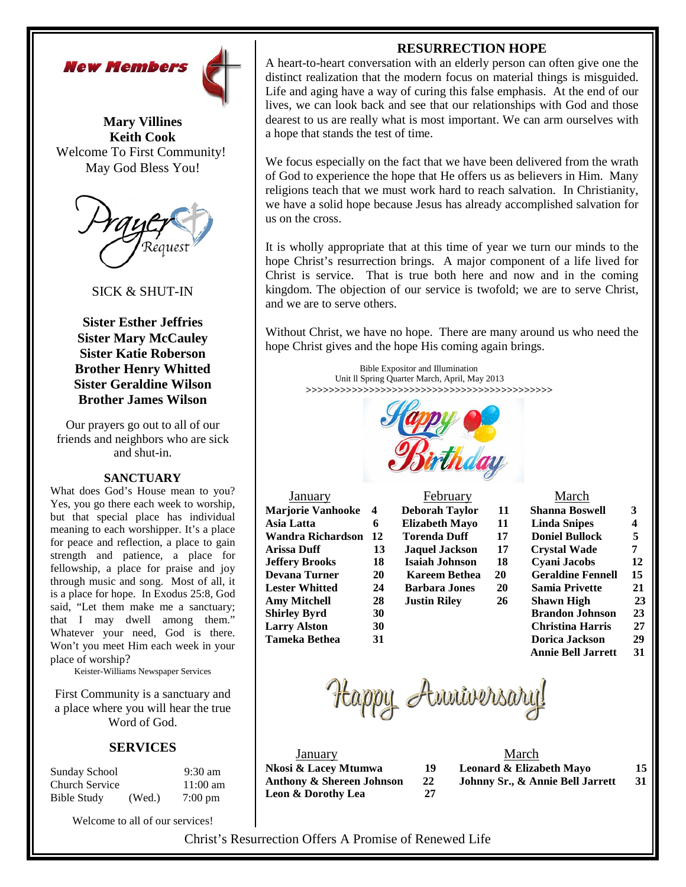## New Members

**Mary Villines**
**Keith Cook**
Welcome To First Community!
May God Bless You!

## Prayer Request

SICK & SHUT-IN

**Sister Esther Jeffries**
**Sister Mary McCauley**
**Sister Katie Roberson**
**Brother Henry Whitted**
**Sister Geraldine Wilson**
**Brother James Wilson**

Our prayers go out to all of our friends and neighbors who are sick and shut-in.

### SANCTUARY

What does God's House mean to you? Yes, you go there each week to worship, but that special place has individual meaning to each worshipper. It's a place for peace and reflection, a place to gain strength and patience, a place for fellowship, a place for praise and joy through music and song. Most of all, it is a place for hope. In Exodus 25:8, God said, "Let them make me a sanctuary; that I may dwell among them." Whatever your need, God is there. Won't you meet Him each week in your place of worship?

Keister-Williams Newspaper Services

First Community is a sanctuary and a place where you will hear the true Word of God.

### SERVICES

| | | |
|---|---|---|
| Sunday School | | 9:30 am |
| Church Service | | 11:00 am |
| Bible Study | (Wed.) | 7:00 pm |

Welcome to all of our services!

## RESURRECTION HOPE

A heart-to-heart conversation with an elderly person can often give one the distinct realization that the modern focus on material things is misguided. Life and aging have a way of curing this false emphasis. At the end of our lives, we can look back and see that our relationships with God and those dearest to us are really what is most important. We can arm ourselves with a hope that stands the test of time.

We focus especially on the fact that we have been delivered from the wrath of God to experience the hope that He offers us as believers in Him. Many religions teach that we must work hard to reach salvation. In Christianity, we have a solid hope because Jesus has already accomplished salvation for us on the cross.

It is wholly appropriate that at this time of year we turn our minds to the hope Christ's resurrection brings. A major component of a life lived for Christ is service. That is true both here and now and in the coming kingdom. The objection of our service is twofold; we are to serve Christ, and we are to serve others.

Without Christ, we have no hope. There are many around us who need the hope Christ gives and the hope His coming again brings.

Bible Expositor and Illumination
Unit ll Spring Quarter March, April, May 2013

>>>>>>>>>>>>>>>>>>>>>>>>>>>>>>>>>>>>>>>>>>>>>

## Happy Birthday

| January | | February | | March | |
|---|---|---|---|---|---|
| **Marjorie Vanhooke** | **4** | **Deborah Taylor** | **11** | **Shanna Boswell** | **3** |
| **Asia Latta** | **6** | **Elizabeth Mayo** | **11** | **Linda Snipes** | **4** |
| **Wandra Richardson** | **12** | **Torenda Duff** | **17** | **Doniel Bullock** | **5** |
| **Arissa Duff** | **13** | **Jaquel Jackson** | **17** | **Crystal Wade** | **7** |
| **Jeffery Brooks** | **18** | **Isaiah Johnson** | **18** | **Cyani Jacobs** | **12** |
| **Devana Turner** | **20** | **Kareem Bethea** | **20** | **Geraldine Fennell** | **15** |
| **Lester Whitted** | **24** | **Barbara Jones** | **20** | **Samia Privette** | **21** |
| **Amy Mitchell** | **28** | **Justin Riley** | **26** | **Shawn High** | **23** |
| **Shirley Byrd** | **30** | | | **Brandon Johnson** | **23** |
| **Larry Alston** | **30** | | | **Christina Harris** | **27** |
| **Tameka Bethea** | **31** | | | **Dorica Jackson** | **29** |
| | | | | **Annie Bell Jarrett** | **31** |

## Happy Anniversary!

| January | | March | |
|---|---|---|---|
| **Nkosi & Lacey Mtumwa** | **19** | **Leonard & Elizabeth Mayo** | **15** |
| **Anthony & Shereen Johnson** | **22** | **Johnny Sr., & Annie Bell Jarrett** | **31** |
| **Leon & Dorothy Lea** | **27** | | |

Christ's Resurrection Offers A Promise of Renewed Life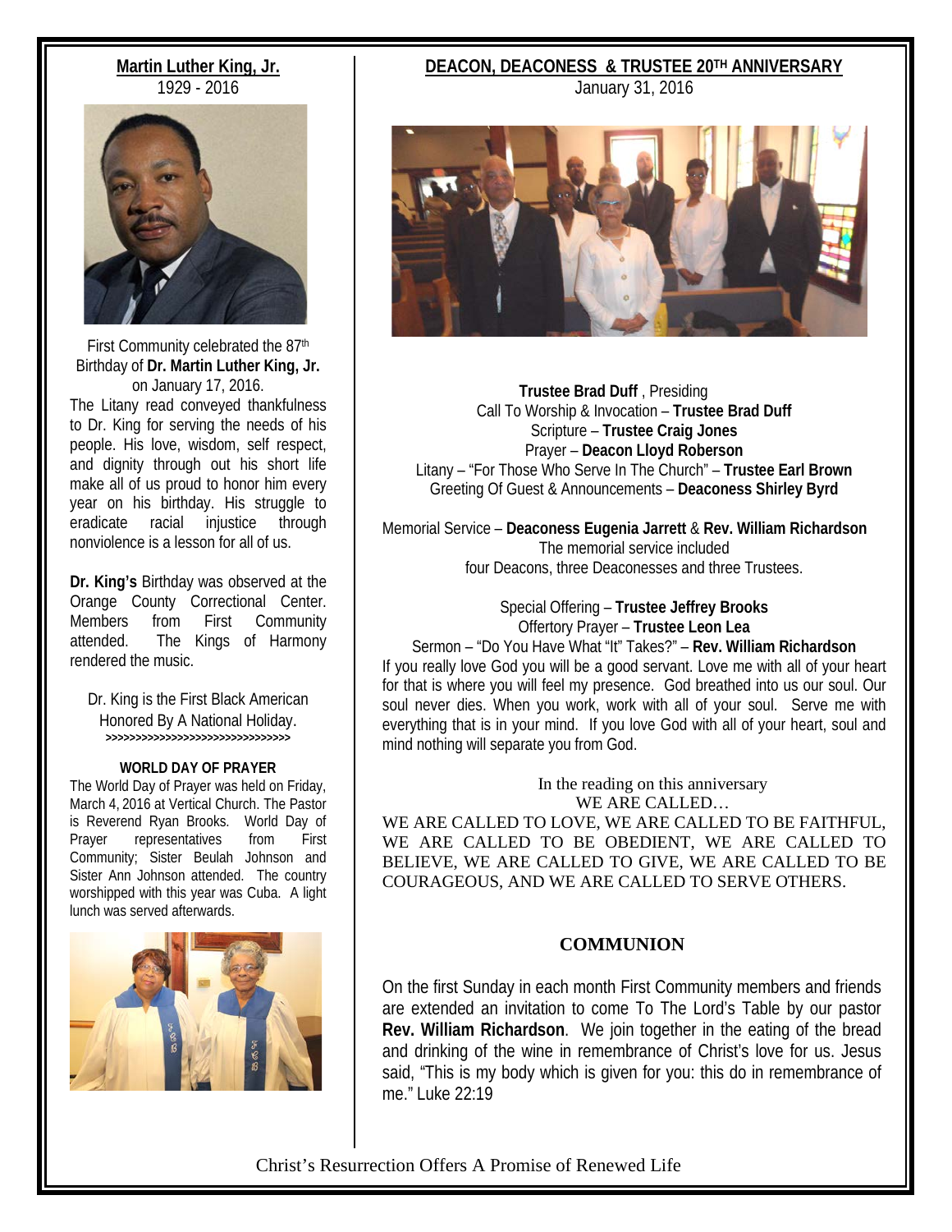## Martin Luther King, Jr.

1929 - 2016

First Community celebrated the 87th Birthday of **Dr. Martin Luther King, Jr.** on January 17, 2016.

The Litany read conveyed thankfulness to Dr. King for serving the needs of his people. His love, wisdom, self respect, and dignity through out his short life make all of us proud to honor him every year on his birthday. His struggle to eradicate racial injustice through nonviolence is a lesson for all of us.

**Dr. King's** Birthday was observed at the Orange County Correctional Center. Members from First Community attended. The Kings of Harmony rendered the music.

Dr. King is the First Black American Honored By A National Holiday.

>>>>>>>>>>>>>>>>>>>>>>>>>>>>>>>

### WORLD DAY OF PRAYER

The World Day of Prayer was held on Friday, March 4, 2016 at Vertical Church. The Pastor is Reverend Ryan Brooks. World Day of Prayer representatives from First Community; Sister Beulah Johnson and Sister Ann Johnson attended. The country worshipped with this year was Cuba. A light lunch was served afterwards.

## DEACON, DEACONESS & TRUSTEE 20TH ANNIVERSARY

January 31, 2016

**Trustee Brad Duff** , Presiding
Call To Worship & Invocation – **Trustee Brad Duff**
Scripture – **Trustee Craig Jones**
Prayer – **Deacon Lloyd Roberson**
Litany – "For Those Who Serve In The Church" – **Trustee Earl Brown**
Greeting Of Guest & Announcements – **Deaconess Shirley Byrd**

Memorial Service – **Deaconess Eugenia Jarrett** & **Rev. William Richardson**
The memorial service included four Deacons, three Deaconesses and three Trustees.

Special Offering – **Trustee Jeffrey Brooks**
Offertory Prayer – **Trustee Leon Lea**
Sermon – "Do You Have What "It" Takes?" – **Rev. William Richardson**

If you really love God you will be a good servant. Love me with all of your heart for that is where you will feel my presence. God breathed into us our soul. Our soul never dies. When you work, work with all of your soul. Serve me with everything that is in your mind. If you love God with all of your heart, soul and mind nothing will separate you from God.

In the reading on this anniversary
WE ARE CALLED…

WE ARE CALLED TO LOVE, WE ARE CALLED TO BE FAITHFUL, WE ARE CALLED TO BE OBEDIENT, WE ARE CALLED TO BELIEVE, WE ARE CALLED TO GIVE, WE ARE CALLED TO BE COURAGEOUS, AND WE ARE CALLED TO SERVE OTHERS.

### COMMUNION

On the first Sunday in each month First Community members and friends are extended an invitation to come To The Lord's Table by our pastor **Rev. William Richardson**. We join together in the eating of the bread and drinking of the wine in remembrance of Christ's love for us. Jesus said, "This is my body which is given for you: this do in remembrance of me." Luke 22:19

Christ's Resurrection Offers A Promise of Renewed Life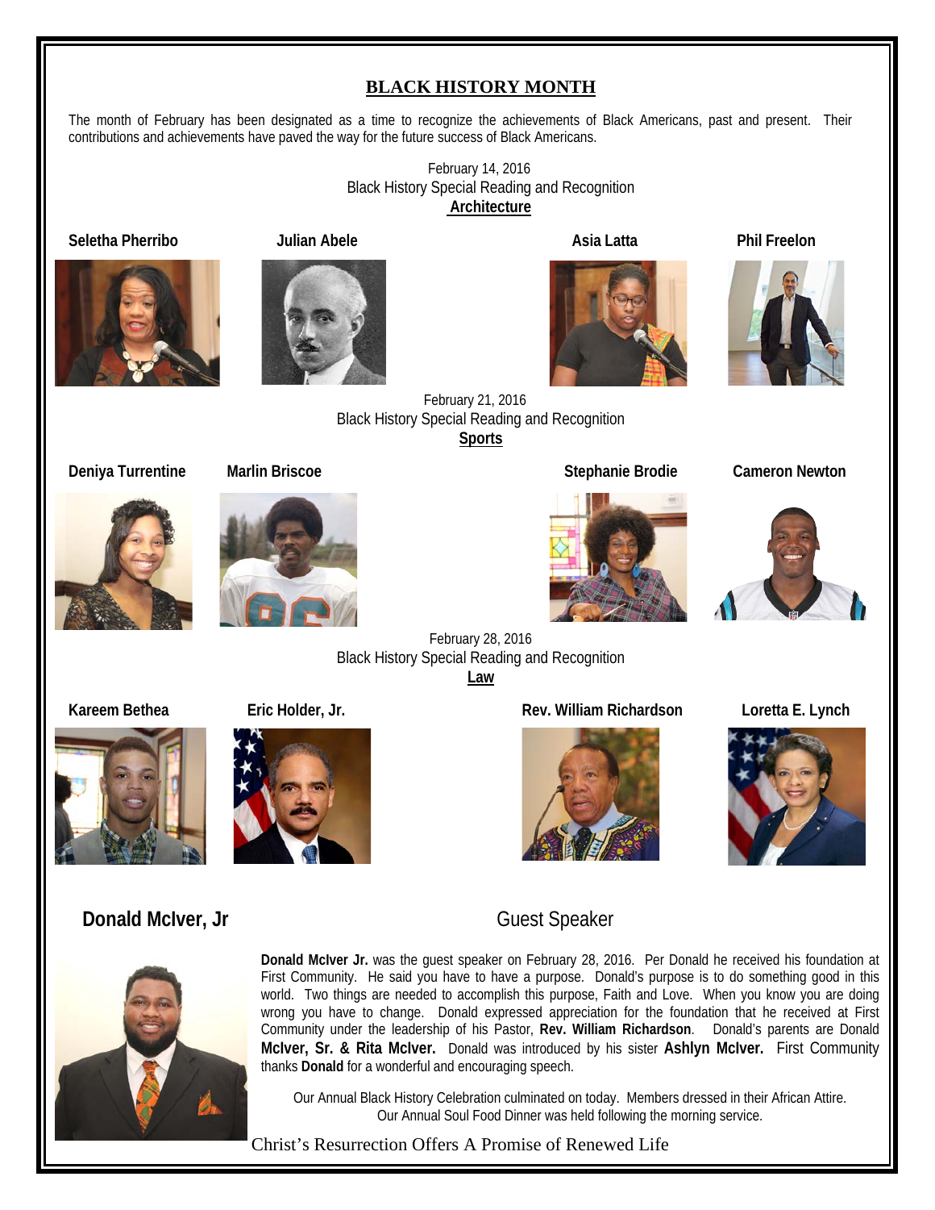## BLACK HISTORY MONTH

The month of February has been designated as a time to recognize the achievements of Black Americans, past and present. Their contributions and achievements have paved the way for the future success of Black Americans.

February 14, 2016
Black History Special Reading and Recognition
**Architecture**

**Seletha Pherribo** **Julian Abele** **Asia Latta** **Phil Freelon**

February 21, 2016
Black History Special Reading and Recognition
**Sports**

**Deniya Turrentine** **Marlin Briscoe** **Stephanie Brodie** **Cameron Newton**

February 28, 2016
Black History Special Reading and Recognition
**Law**

**Kareem Bethea** **Eric Holder, Jr.** **Rev. William Richardson** **Loretta E. Lynch**

### Donald McIver, Jr

### Guest Speaker

**Donald McIver Jr.** was the guest speaker on February 28, 2016. Per Donald he received his foundation at First Community. He said you have to have a purpose. Donald's purpose is to do something good in this world. Two things are needed to accomplish this purpose, Faith and Love. When you know you are doing wrong you have to change. Donald expressed appreciation for the foundation that he received at First Community under the leadership of his Pastor, **Rev. William Richardson**. Donald's parents are Donald **McIver, Sr. & Rita McIver.** Donald was introduced by his sister **Ashlyn McIver.** First Community thanks **Donald** for a wonderful and encouraging speech.

Our Annual Black History Celebration culminated on today. Members dressed in their African Attire. Our Annual Soul Food Dinner was held following the morning service.

Christ's Resurrection Offers A Promise of Renewed Life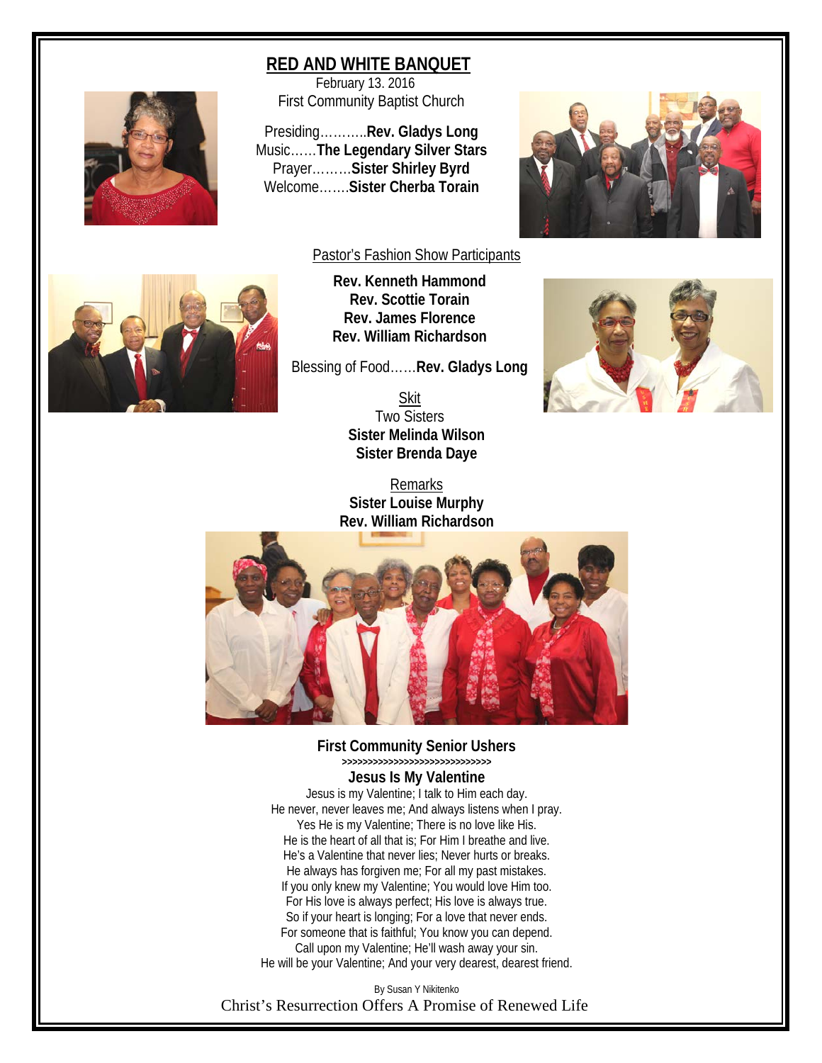## RED AND WHITE BANQUET

February 13. 2016
First Community Baptist Church

Presiding………..**Rev. Gladys Long**
Music……**The Legendary Silver Stars**
Prayer………**Sister Shirley Byrd**
Welcome…….**Sister Cherba Torain**

Pastor's Fashion Show Participants

**Rev. Kenneth Hammond**
**Rev. Scottie Torain**
**Rev. James Florence**
**Rev. William Richardson**

Blessing of Food……**Rev. Gladys Long**

Skit
Two Sisters
**Sister Melinda Wilson**
**Sister Brenda Daye**

Remarks
**Sister Louise Murphy**
**Rev. William Richardson**

**First Community Senior Ushers**

>>>>>>>>>>>>>>>>>>>>>>>>>>>>>

**Jesus Is My Valentine**

Jesus is my Valentine; I talk to Him each day.
He never, never leaves me; And always listens when I pray.
Yes He is my Valentine; There is no love like His.
He is the heart of all that is; For Him I breathe and live.
He's a Valentine that never lies; Never hurts or breaks.
He always has forgiven me; For all my past mistakes.
If you only knew my Valentine; You would love Him too.
For His love is always perfect; His love is always true.
So if your heart is longing; For a love that never ends.
For someone that is faithful; You know you can depend.
Call upon my Valentine; He'll wash away your sin.
He will be your Valentine; And your very dearest, dearest friend.

By Susan Y Nikitenko

Christ's Resurrection Offers A Promise of Renewed Life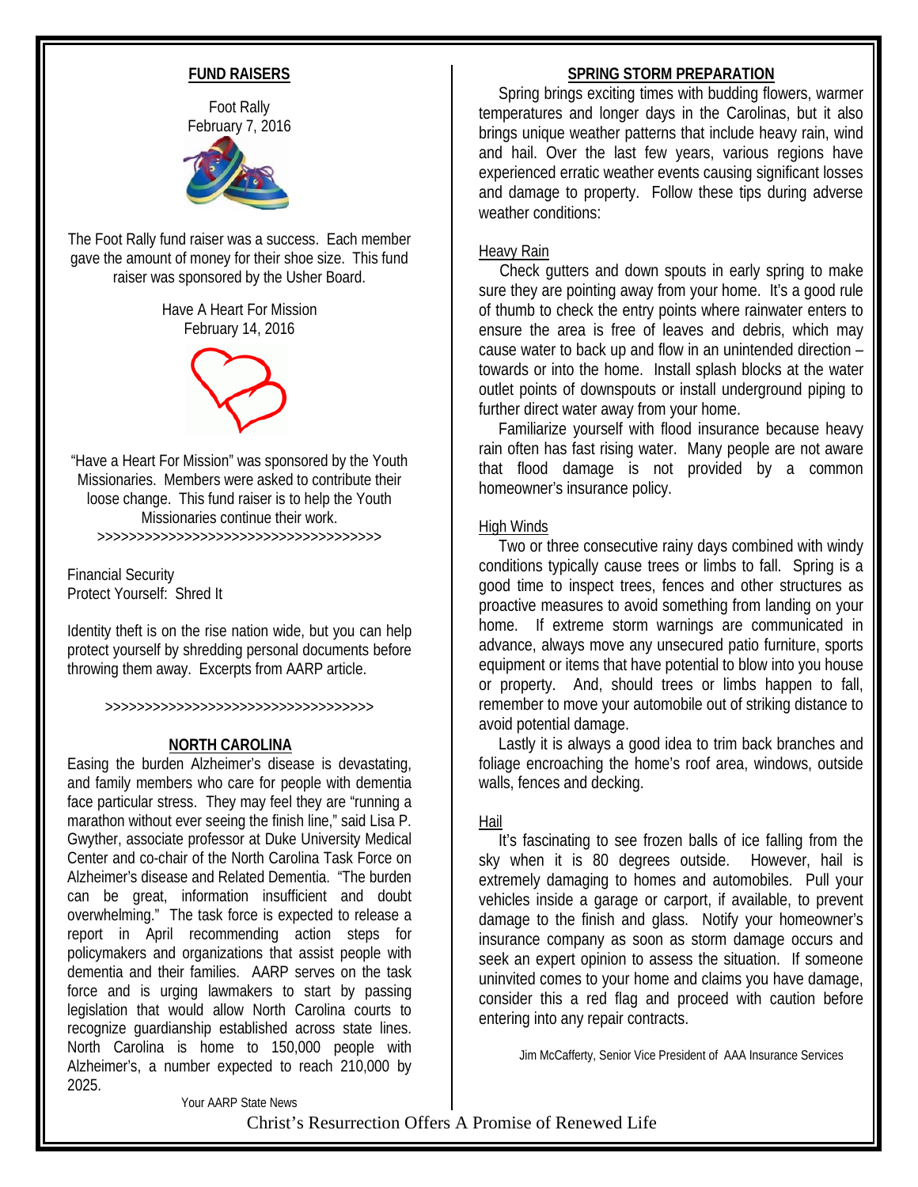## FUND RAISERS

Foot Rally
February 7, 2016

The Foot Rally fund raiser was a success. Each member gave the amount of money for their shoe size. This fund raiser was sponsored by the Usher Board.

Have A Heart For Mission
February 14, 2016

"Have a Heart For Mission" was sponsored by the Youth Missionaries. Members were asked to contribute their loose change. This fund raiser is to help the Youth Missionaries continue their work.

>>>>>>>>>>>>>>>>>>>>>>>>>>>>>>>>>>>>>>

Financial Security
Protect Yourself: Shred It

Identity theft is on the rise nation wide, but you can help protect yourself by shredding personal documents before throwing them away. Excerpts from AARP article.

>>>>>>>>>>>>>>>>>>>>>>>>>>>>>>>>>>>>>

## NORTH CAROLINA

Easing the burden Alzheimer's disease is devastating, and family members who care for people with dementia face particular stress. They may feel they are "running a marathon without ever seeing the finish line," said Lisa P. Gwyther, associate professor at Duke University Medical Center and co-chair of the North Carolina Task Force on Alzheimer's disease and Related Dementia. "The burden can be great, information insufficient and doubt overwhelming." The task force is expected to release a report in April recommending action steps for policymakers and organizations that assist people with dementia and their families. AARP serves on the task force and is urging lawmakers to start by passing legislation that would allow North Carolina courts to recognize guardianship established across state lines. North Carolina is home to 150,000 people with Alzheimer's, a number expected to reach 210,000 by 2025.

Your AARP State News

## SPRING STORM PREPARATION

Spring brings exciting times with budding flowers, warmer temperatures and longer days in the Carolinas, but it also brings unique weather patterns that include heavy rain, wind and hail. Over the last few years, various regions have experienced erratic weather events causing significant losses and damage to property. Follow these tips during adverse weather conditions:

### Heavy Rain

Check gutters and down spouts in early spring to make sure they are pointing away from your home. It's a good rule of thumb to check the entry points where rainwater enters to ensure the area is free of leaves and debris, which may cause water to back up and flow in an unintended direction – towards or into the home. Install splash blocks at the water outlet points of downspouts or install underground piping to further direct water away from your home.

Familiarize yourself with flood insurance because heavy rain often has fast rising water. Many people are not aware that flood damage is not provided by a common homeowner's insurance policy.

### High Winds

Two or three consecutive rainy days combined with windy conditions typically cause trees or limbs to fall. Spring is a good time to inspect trees, fences and other structures as proactive measures to avoid something from landing on your home. If extreme storm warnings are communicated in advance, always move any unsecured patio furniture, sports equipment or items that have potential to blow into you house or property. And, should trees or limbs happen to fall, remember to move your automobile out of striking distance to avoid potential damage.

Lastly it is always a good idea to trim back branches and foliage encroaching the home's roof area, windows, outside walls, fences and decking.

### Hail

It's fascinating to see frozen balls of ice falling from the sky when it is 80 degrees outside. However, hail is extremely damaging to homes and automobiles. Pull your vehicles inside a garage or carport, if available, to prevent damage to the finish and glass. Notify your homeowner's insurance company as soon as storm damage occurs and seek an expert opinion to assess the situation. If someone uninvited comes to your home and claims you have damage, consider this a red flag and proceed with caution before entering into any repair contracts.

Jim McCafferty, Senior Vice President of AAA Insurance Services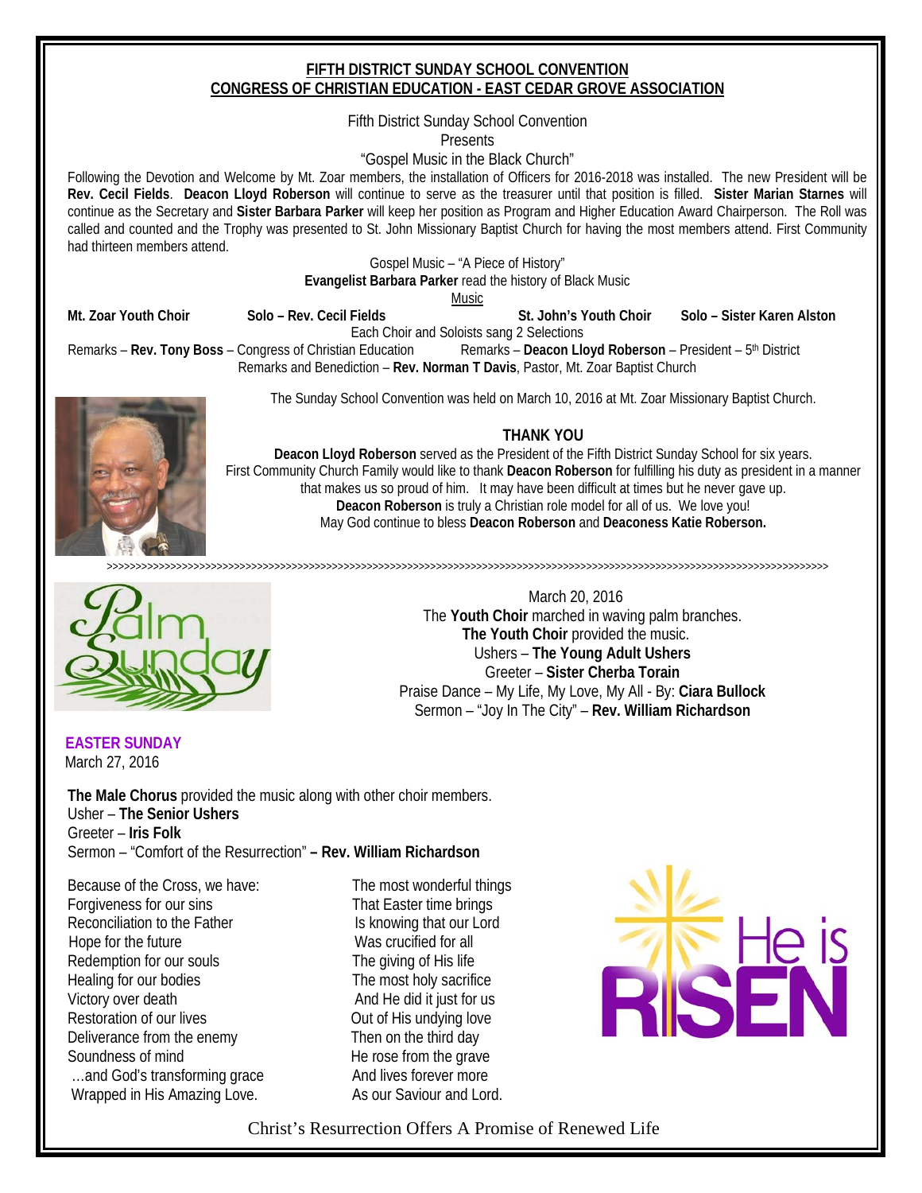**FIFTH DISTRICT SUNDAY SCHOOL CONVENTION**
**CONGRESS OF CHRISTIAN EDUCATION - EAST CEDAR GROVE ASSOCIATION**

Fifth District Sunday School Convention
Presents
"Gospel Music in the Black Church"

Following the Devotion and Welcome by Mt. Zoar members, the installation of Officers for 2016-2018 was installed. The new President will be **Rev. Cecil Fields**. **Deacon Lloyd Roberson** will continue to serve as the treasurer until that position is filled. **Sister Marian Starnes** will continue as the Secretary and **Sister Barbara Parker** will keep her position as Program and Higher Education Award Chairperson. The Roll was called and counted and the Trophy was presented to St. John Missionary Baptist Church for having the most members attend. First Community had thirteen members attend.

Gospel Music – "A Piece of History"
**Evangelist Barbara Parker** read the history of Black Music

Music

**Mt. Zoar Youth Choir** **Solo – Rev. Cecil Fields** **St. John's Youth Choir** **Solo – Sister Karen Alston**

Each Choir and Soloists sang 2 Selections

Remarks – **Rev. Tony Boss** – Congress of Christian Education Remarks – **Deacon Lloyd Roberson** – President – 5th District

Remarks and Benediction – **Rev. Norman T Davis**, Pastor, Mt. Zoar Baptist Church

The Sunday School Convention was held on March 10, 2016 at Mt. Zoar Missionary Baptist Church.

**THANK YOU**

**Deacon Lloyd Roberson** served as the President of the Fifth District Sunday School for six years.
First Community Church Family would like to thank **Deacon Roberson** for fulfilling his duty as president in a manner that makes us so proud of him. It may have been difficult at times but he never gave up.
**Deacon Roberson** is truly a Christian role model for all of us. We love you!
May God continue to bless **Deacon Roberson** and **Deaconess Katie Roberson.**

>>>>>>>>>>>>>>>>>>>>>>>>>>>>>>>>>>>>>>>>>>>>>>>>>>>>>>>>>>>>>>>>>>>>>>>>>>>>>>>>>>>>>>>>>>>>>>>>>>>>>>>>>>>>>>

Palm Sunday

March 20, 2016
The **Youth Choir** marched in waving palm branches.
**The Youth Choir** provided the music.
Ushers – **The Young Adult Ushers**
Greeter – **Sister Cherba Torain**
Praise Dance – My Life, My Love, My All - By: **Ciara Bullock**
Sermon – "Joy In The City" – **Rev. William Richardson**

**EASTER SUNDAY**
March 27, 2016

**The Male Chorus** provided the music along with other choir members.
Usher – **The Senior Ushers**
Greeter – **Iris Folk**
Sermon – "Comfort of the Resurrection" **– Rev. William Richardson**

Because of the Cross, we have:
Forgiveness for our sins
Reconciliation to the Father
Hope for the future
Redemption for our souls
Healing for our bodies
Victory over death
Restoration of our lives
Deliverance from the enemy
Soundness of mind
…and God's transforming grace
Wrapped in His Amazing Love.

The most wonderful things
That Easter time brings
Is knowing that our Lord
Was crucified for all
The giving of His life
The most holy sacrifice
And He did it just for us
Out of His undying love
Then on the third day
He rose from the grave
And lives forever more
As our Saviour and Lord.

He is RISEN

Christ's Resurrection Offers A Promise of Renewed Life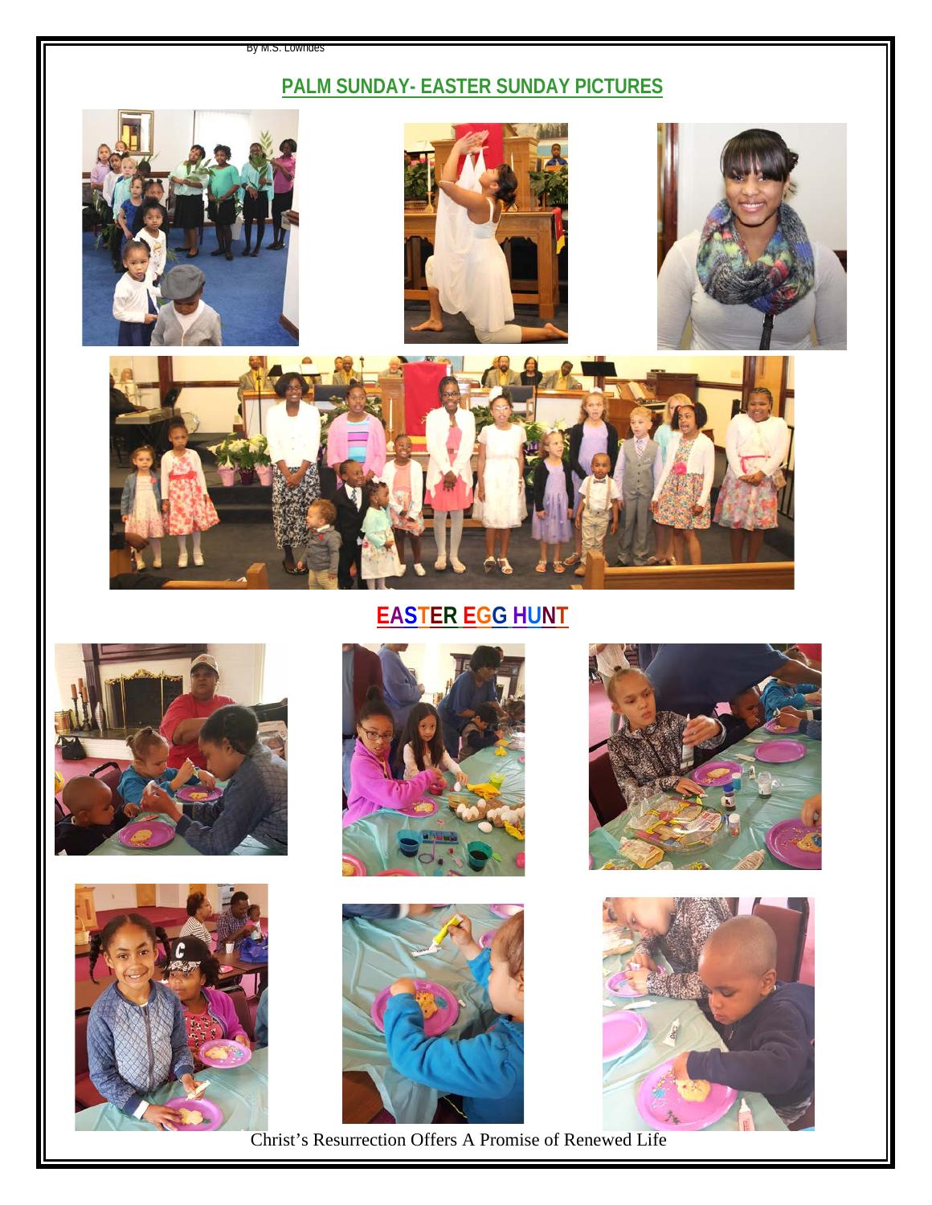By M.S. Lowndes

## PALM SUNDAY- EASTER SUNDAY PICTURES

## EASTER EGG HUNT

Christ's Resurrection Offers A Promise of Renewed Life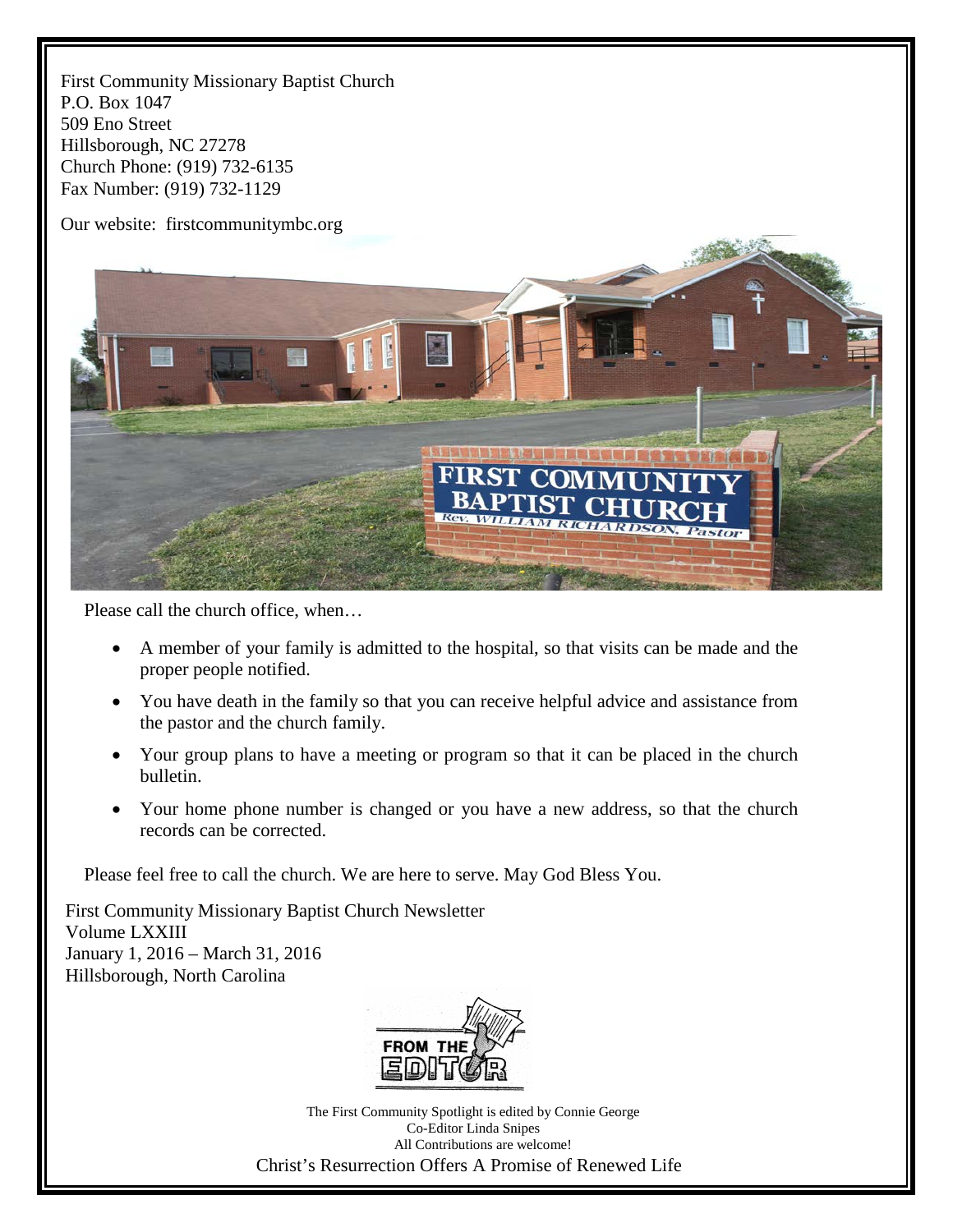First Community Missionary Baptist Church
P.O. Box 1047
509 Eno Street
Hillsborough, NC 27278
Church Phone: (919) 732-6135
Fax Number: (919) 732-1129

Our website: firstcommunitymbc.org

Please call the church office, when…

- A member of your family is admitted to the hospital, so that visits can be made and the proper people notified.
- You have death in the family so that you can receive helpful advice and assistance from the pastor and the church family.
- Your group plans to have a meeting or program so that it can be placed in the church bulletin.
- Your home phone number is changed or you have a new address, so that the church records can be corrected.

Please feel free to call the church. We are here to serve. May God Bless You.

First Community Missionary Baptist Church Newsletter
Volume LXXIII
January 1, 2016 – March 31, 2016
Hillsborough, North Carolina

FROM THE EDITOR

The First Community Spotlight is edited by Connie George
Co-Editor Linda Snipes
All Contributions are welcome!

Christ's Resurrection Offers A Promise of Renewed Life